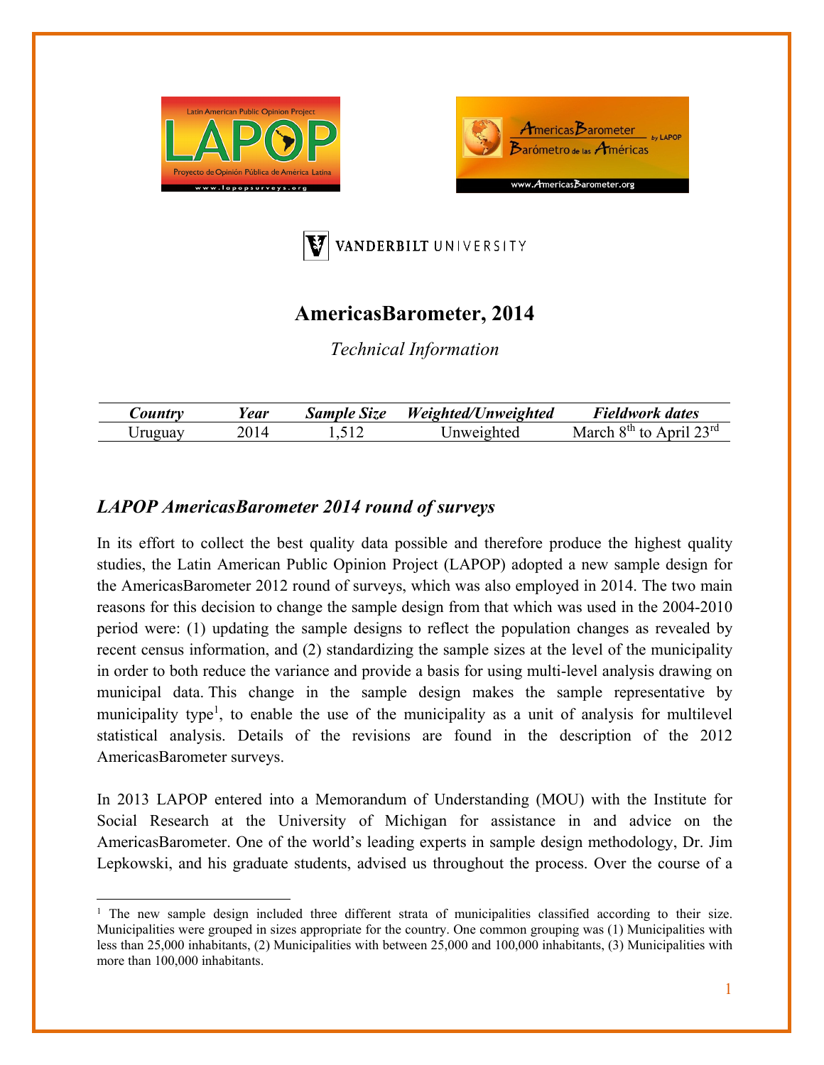Latin American Public Opinion Project **LAPOP** Proyecto de Opinión Pública de América Latina www.lapopsurveys.org

AmericasBarometer by LAPOP Barómetro de las Américas www.AmericasBarometer.org

VANDERBILT UNIVERSITY

# AmericasBarometer, 2014

*Technical Information*

| *Country* | *Year* | *Sample Size* | *Weighted/Unweighted* | *Fieldwork dates* |
|---|---|---|---|---|
| Uruguay | 2014 | 1,512 | Unweighted | March 8th to April 23rd |

## *LAPOP AmericasBarometer 2014 round of surveys*

In its effort to collect the best quality data possible and therefore produce the highest quality studies, the Latin American Public Opinion Project (LAPOP) adopted a new sample design for the AmericasBarometer 2012 round of surveys, which was also employed in 2014. The two main reasons for this decision to change the sample design from that which was used in the 2004-2010 period were: (1) updating the sample designs to reflect the population changes as revealed by recent census information, and (2) standardizing the sample sizes at the level of the municipality in order to both reduce the variance and provide a basis for using multi-level analysis drawing on municipal data. This change in the sample design makes the sample representative by municipality type[1], to enable the use of the municipality as a unit of analysis for multilevel statistical analysis. Details of the revisions are found in the description of the 2012 AmericasBarometer surveys.

In 2013 LAPOP entered into a Memorandum of Understanding (MOU) with the Institute for Social Research at the University of Michigan for assistance in and advice on the AmericasBarometer. One of the world's leading experts in sample design methodology, Dr. Jim Lepkowski, and his graduate students, advised us throughout the process. Over the course of a

[1] The new sample design included three different strata of municipalities classified according to their size. Municipalities were grouped in sizes appropriate for the country. One common grouping was (1) Municipalities with less than 25,000 inhabitants, (2) Municipalities with between 25,000 and 100,000 inhabitants, (3) Municipalities with more than 100,000 inhabitants.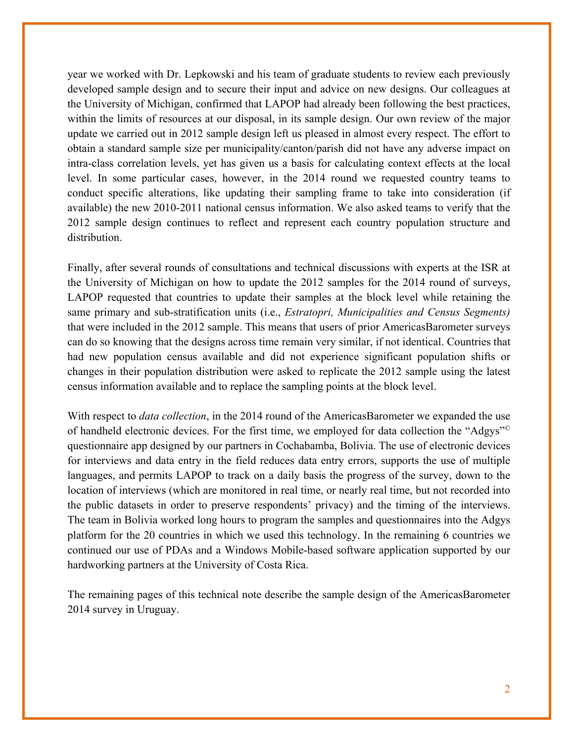year we worked with Dr. Lepkowski and his team of graduate students to review each previously developed sample design and to secure their input and advice on new designs. Our colleagues at the University of Michigan, confirmed that LAPOP had already been following the best practices, within the limits of resources at our disposal, in its sample design. Our own review of the major update we carried out in 2012 sample design left us pleased in almost every respect. The effort to obtain a standard sample size per municipality/canton/parish did not have any adverse impact on intra-class correlation levels, yet has given us a basis for calculating context effects at the local level. In some particular cases, however, in the 2014 round we requested country teams to conduct specific alterations, like updating their sampling frame to take into consideration (if available) the new 2010-2011 national census information. We also asked teams to verify that the 2012 sample design continues to reflect and represent each country population structure and distribution.

Finally, after several rounds of consultations and technical discussions with experts at the ISR at the University of Michigan on how to update the 2012 samples for the 2014 round of surveys, LAPOP requested that countries to update their samples at the block level while retaining the same primary and sub-stratification units (i.e., *Estratopri, Municipalities and Census Segments)* that were included in the 2012 sample. This means that users of prior AmericasBarometer surveys can do so knowing that the designs across time remain very similar, if not identical. Countries that had new population census available and did not experience significant population shifts or changes in their population distribution were asked to replicate the 2012 sample using the latest census information available and to replace the sampling points at the block level.

With respect to *data collection*, in the 2014 round of the AmericasBarometer we expanded the use of handheld electronic devices. For the first time, we employed for data collection the "Adgys"© questionnaire app designed by our partners in Cochabamba, Bolivia. The use of electronic devices for interviews and data entry in the field reduces data entry errors, supports the use of multiple languages, and permits LAPOP to track on a daily basis the progress of the survey, down to the location of interviews (which are monitored in real time, or nearly real time, but not recorded into the public datasets in order to preserve respondents' privacy) and the timing of the interviews. The team in Bolivia worked long hours to program the samples and questionnaires into the Adgys platform for the 20 countries in which we used this technology. In the remaining 6 countries we continued our use of PDAs and a Windows Mobile-based software application supported by our hardworking partners at the University of Costa Rica.

The remaining pages of this technical note describe the sample design of the AmericasBarometer 2014 survey in Uruguay.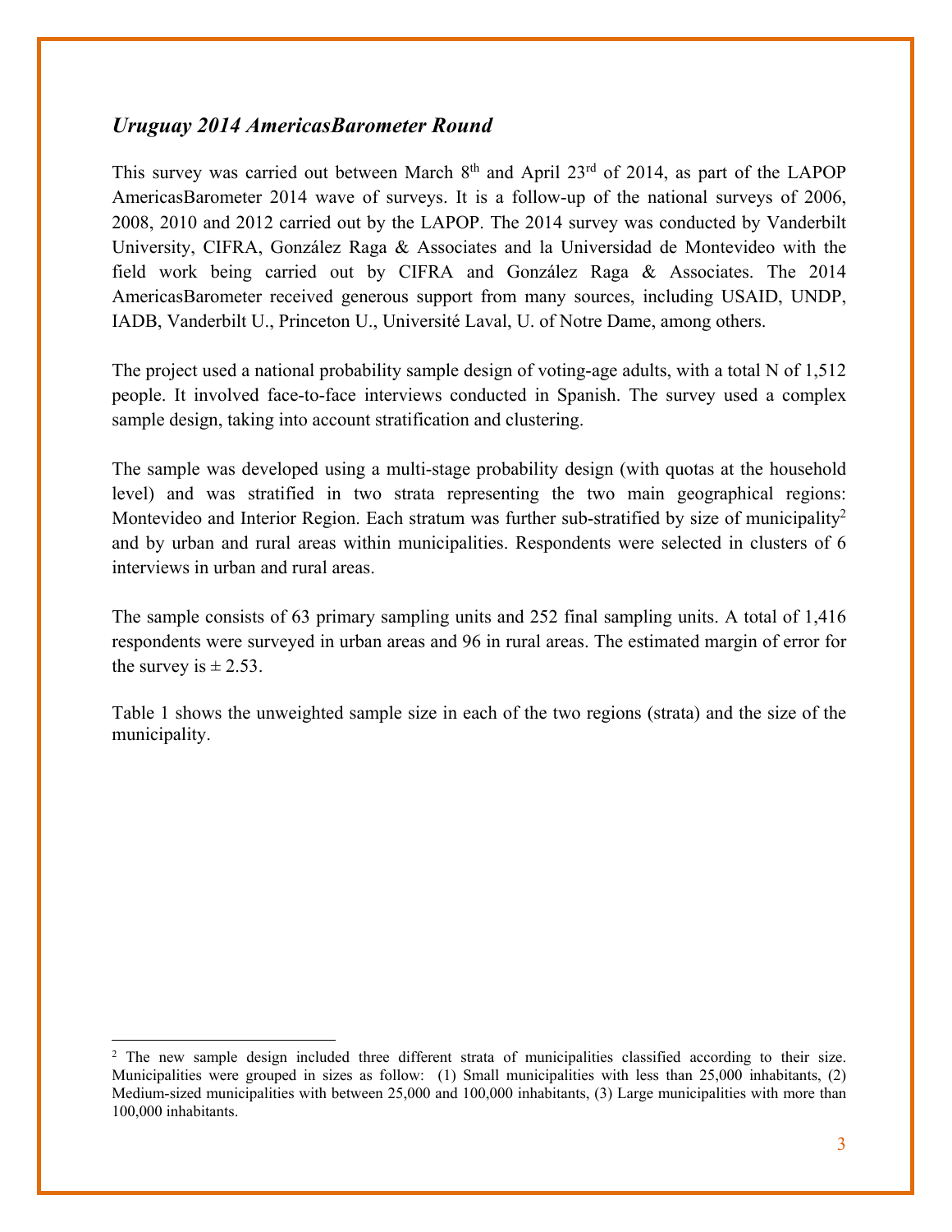### *Uruguay 2014 AmericasBarometer Round*

This survey was carried out between March 8th and April 23rd of 2014, as part of the LAPOP AmericasBarometer 2014 wave of surveys. It is a follow-up of the national surveys of 2006, 2008, 2010 and 2012 carried out by the LAPOP. The 2014 survey was conducted by Vanderbilt University, CIFRA, González Raga & Associates and la Universidad de Montevideo with the field work being carried out by CIFRA and González Raga & Associates. The 2014 AmericasBarometer received generous support from many sources, including USAID, UNDP, IADB, Vanderbilt U., Princeton U., Université Laval, U. of Notre Dame, among others.

The project used a national probability sample design of voting-age adults, with a total N of 1,512 people. It involved face-to-face interviews conducted in Spanish. The survey used a complex sample design, taking into account stratification and clustering.

The sample was developed using a multi-stage probability design (with quotas at the household level) and was stratified in two strata representing the two main geographical regions: Montevideo and Interior Region. Each stratum was further sub-stratified by size of municipality[2] and by urban and rural areas within municipalities. Respondents were selected in clusters of 6 interviews in urban and rural areas.

The sample consists of 63 primary sampling units and 252 final sampling units. A total of 1,416 respondents were surveyed in urban areas and 96 in rural areas. The estimated margin of error for the survey is ± 2.53.

Table 1 shows the unweighted sample size in each of the two regions (strata) and the size of the municipality.

[2] The new sample design included three different strata of municipalities classified according to their size. Municipalities were grouped in sizes as follow: (1) Small municipalities with less than 25,000 inhabitants, (2) Medium-sized municipalities with between 25,000 and 100,000 inhabitants, (3) Large municipalities with more than 100,000 inhabitants.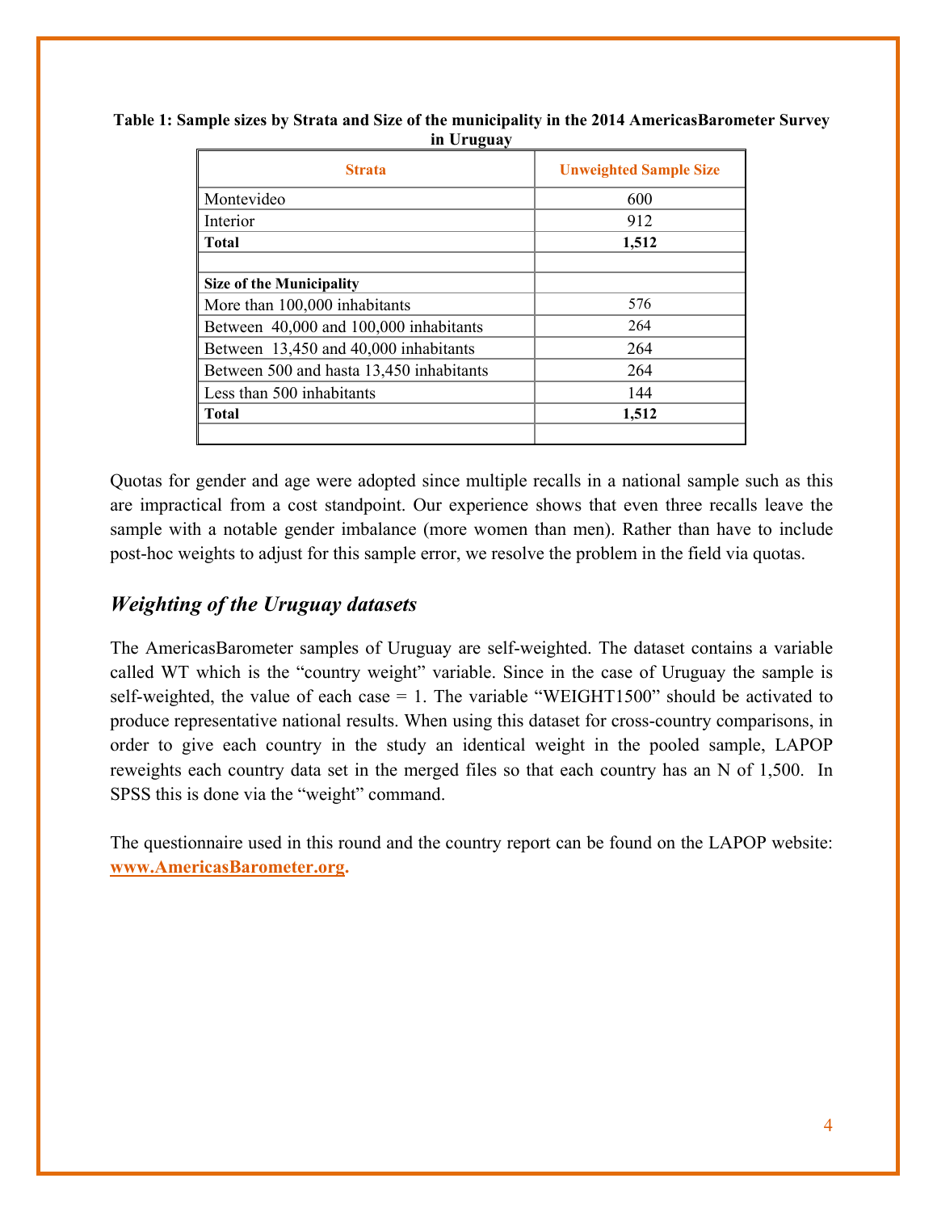**Table 1: Sample sizes by Strata and Size of the municipality in the 2014 AmericasBarometer Survey in Uruguay**

| Strata | Unweighted Sample Size |
|---|---|
| Montevideo | 600 |
| Interior | 912 |
| **Total** | **1,512** |
| | |
| **Size of the Municipality** | |
| More than 100,000 inhabitants | 576 |
| Between 40,000 and 100,000 inhabitants | 264 |
| Between 13,450 and 40,000 inhabitants | 264 |
| Between 500 and hasta 13,450 inhabitants | 264 |
| Less than 500 inhabitants | 144 |
| **Total** | **1,512** |
| | |

Quotas for gender and age were adopted since multiple recalls in a national sample such as this are impractical from a cost standpoint. Our experience shows that even three recalls leave the sample with a notable gender imbalance (more women than men). Rather than have to include post-hoc weights to adjust for this sample error, we resolve the problem in the field via quotas.

## *Weighting of the Uruguay datasets*

The AmericasBarometer samples of Uruguay are self-weighted. The dataset contains a variable called WT which is the "country weight" variable. Since in the case of Uruguay the sample is self-weighted, the value of each case = 1. The variable "WEIGHT1500" should be activated to produce representative national results. When using this dataset for cross-country comparisons, in order to give each country in the study an identical weight in the pooled sample, LAPOP reweights each country data set in the merged files so that each country has an N of 1,500. In SPSS this is done via the "weight" command.

The questionnaire used in this round and the country report can be found on the LAPOP website: **www.AmericasBarometer.org**.